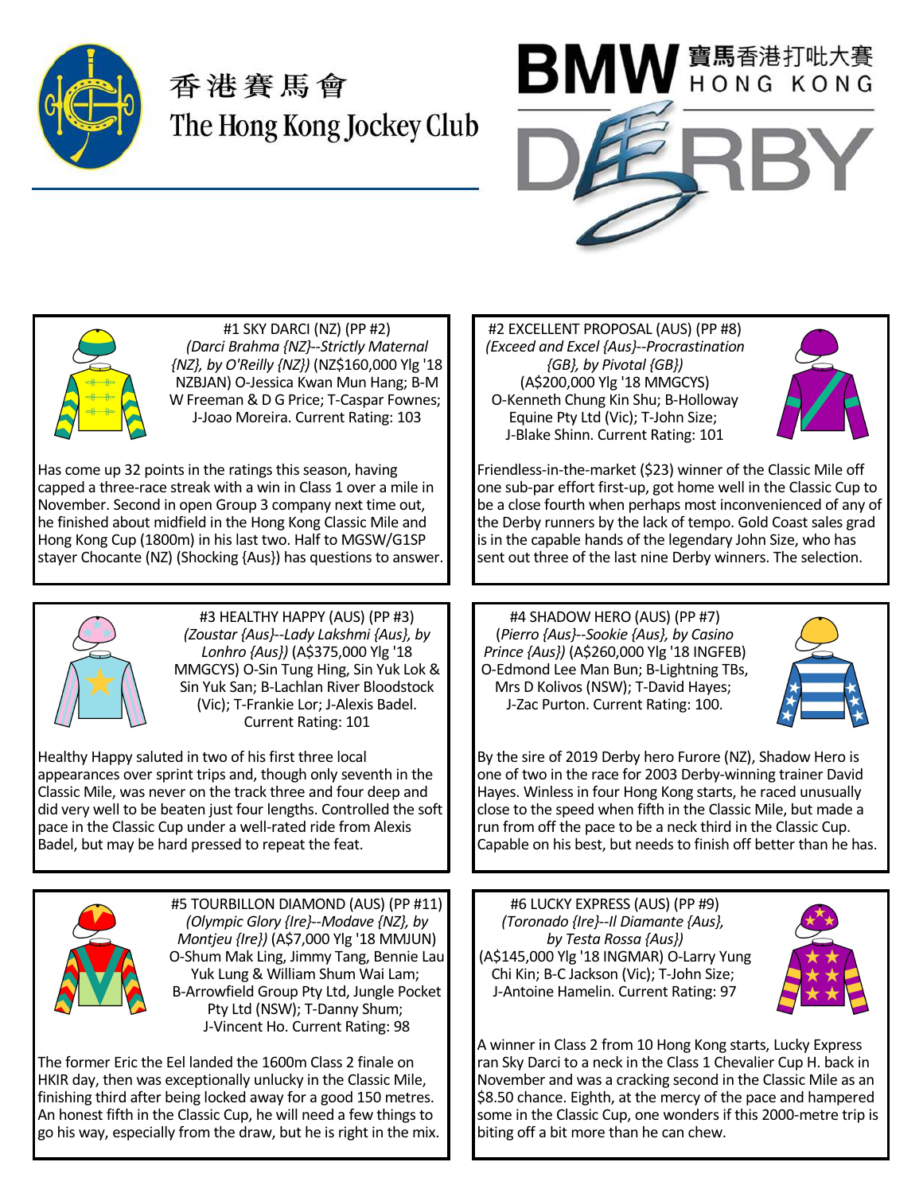香港賽馬會
The Hong Kong Jockey Club

BMW 寶馬香港打吡大賽 HONG KONG DERBY

**#1 SKY DARCI (NZ) (PP #2)**
*(Darci Brahma {NZ}--Strictly Maternal {NZ}, by O'Reilly {NZ})* (NZ$160,000 Ylg '18 NZBJAN) O-Jessica Kwan Mun Hang; B-M W Freeman & D G Price; T-Caspar Fownes; J-Joao Moreira. Current Rating: 103

Has come up 32 points in the ratings this season, having capped a three-race streak with a win in Class 1 over a mile in November. Second in open Group 3 company next time out, he finished about midfield in the Hong Kong Classic Mile and Hong Kong Cup (1800m) in his last two. Half to MGSW/G1SP stayer Chocante (NZ) (Shocking {Aus}) has questions to answer.

**#2 EXCELLENT PROPOSAL (AUS) (PP #8)**
*(Exceed and Excel {Aus}--Procrastination {GB}, by Pivotal {GB})* (A$200,000 Ylg '18 MMGCYS) O-Kenneth Chung Kin Shu; B-Holloway Equine Pty Ltd (Vic); T-John Size; J-Blake Shinn. Current Rating: 101

Friendless-in-the-market ($23) winner of the Classic Mile off one sub-par effort first-up, got home well in the Classic Cup to be a close fourth when perhaps most inconvenienced of any of the Derby runners by the lack of tempo. Gold Coast sales grad is in the capable hands of the legendary John Size, who has sent out three of the last nine Derby winners. The selection.

**#3 HEALTHY HAPPY (AUS) (PP #3)**
*(Zoustar {Aus}--Lady Lakshmi {Aus}, by Lonhro {Aus})* (A$375,000 Ylg '18 MMGCYS) O-Sin Tung Hing, Sin Yuk Lok & Sin Yuk San; B-Lachlan River Bloodstock (Vic); T-Frankie Lor; J-Alexis Badel. Current Rating: 101

Healthy Happy saluted in two of his first three local appearances over sprint trips and, though only seventh in the Classic Mile, was never on the track three and four deep and did very well to be beaten just four lengths. Controlled the soft pace in the Classic Cup under a well-rated ride from Alexis Badel, but may be hard pressed to repeat the feat.

**#4 SHADOW HERO (AUS) (PP #7)**
*(Pierro {Aus}--Sookie {Aus}, by Casino Prince {Aus})* (A$260,000 Ylg '18 INGFEB) O-Edmond Lee Man Bun; B-Lightning TBs, Mrs D Kolivos (NSW); T-David Hayes; J-Zac Purton. Current Rating: 100.

By the sire of 2019 Derby hero Furore (NZ), Shadow Hero is one of two in the race for 2003 Derby-winning trainer David Hayes. Winless in four Hong Kong starts, he raced unusually close to the speed when fifth in the Classic Mile, but made a run from off the pace to be a neck third in the Classic Cup. Capable on his best, but needs to finish off better than he has.

**#5 TOURBILLON DIAMOND (AUS) (PP #11)**
*(Olympic Glory {Ire}--Modave {NZ}, by Montjeu {Ire})* (A$7,000 Ylg '18 MMJUN) O-Shum Mak Ling, Jimmy Tang, Bennie Lau Yuk Lung & William Shum Wai Lam; B-Arrowfield Group Pty Ltd, Jungle Pocket Pty Ltd (NSW); T-Danny Shum; J-Vincent Ho. Current Rating: 98

The former Eric the Eel landed the 1600m Class 2 finale on HKIR day, then was exceptionally unlucky in the Classic Mile, finishing third after being locked away for a good 150 metres. An honest fifth in the Classic Cup, he will need a few things to go his way, especially from the draw, but he is right in the mix.

**#6 LUCKY EXPRESS (AUS) (PP #9)**
*(Toronado {Ire}--Il Diamante {Aus}, by Testa Rossa {Aus})* (A$145,000 Ylg '18 INGMAR) O-Larry Yung Chi Kin; B-C Jackson (Vic); T-John Size; J-Antoine Hamelin. Current Rating: 97

A winner in Class 2 from 10 Hong Kong starts, Lucky Express ran Sky Darci to a neck in the Class 1 Chevalier Cup H. back in November and was a cracking second in the Classic Mile as an $8.50 chance. Eighth, at the mercy of the pace and hampered some in the Classic Cup, one wonders if this 2000-metre trip is biting off a bit more than he can chew.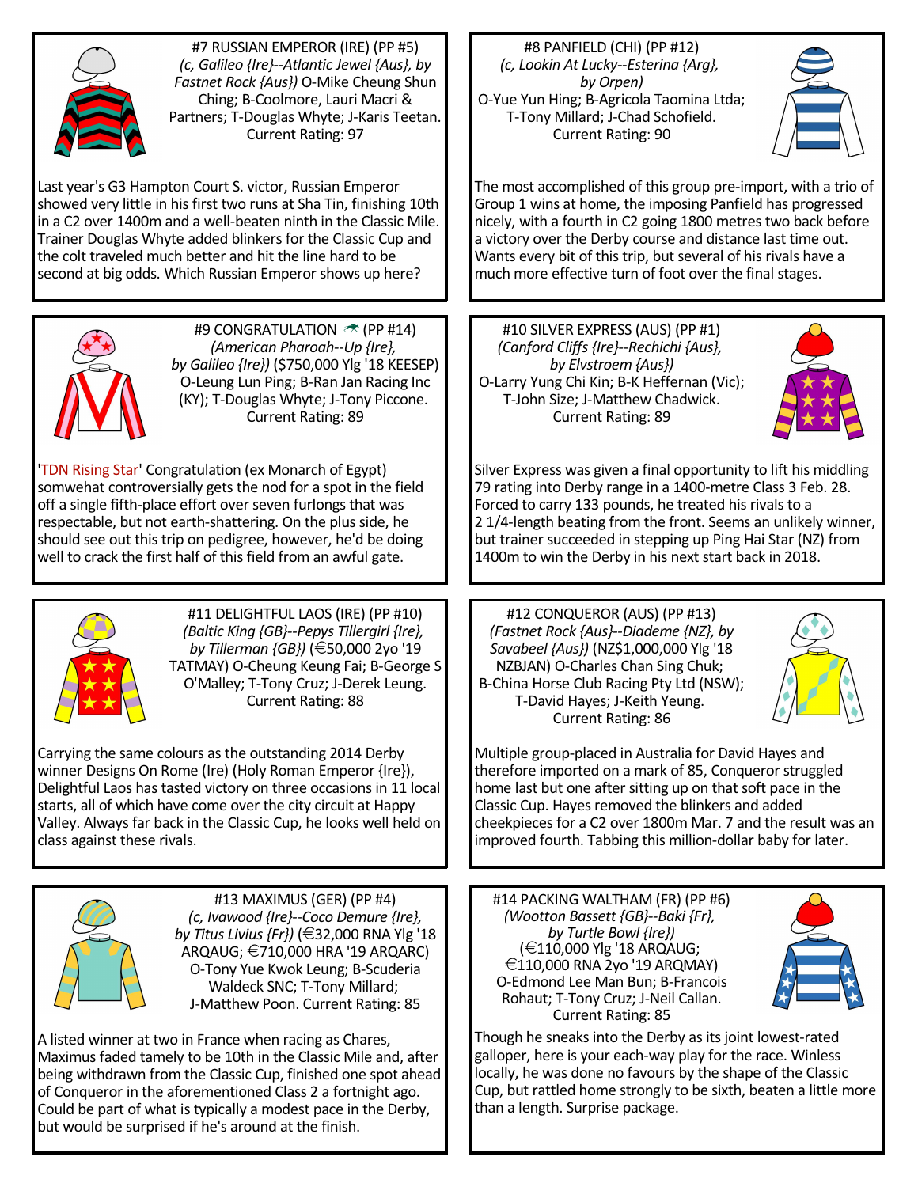#7 RUSSIAN EMPEROR (IRE) (PP #5)
*(c, Galileo {Ire}--Atlantic Jewel {Aus}, by Fastnet Rock {Aus})* O-Mike Cheung Shun Ching; B-Coolmore, Lauri Macri & Partners; T-Douglas Whyte; J-Karis Teetan.
Current Rating: 97

Last year's G3 Hampton Court S. victor, Russian Emperor showed very little in his first two runs at Sha Tin, finishing 10th in a C2 over 1400m and a well-beaten ninth in the Classic Mile. Trainer Douglas Whyte added blinkers for the Classic Cup and the colt traveled much better and hit the line hard to be second at big odds. Which Russian Emperor shows up here?

#8 PANFIELD (CHI) (PP #12)
*(c, Lookin At Lucky--Esterina {Arg}, by Orpen)*
O-Yue Yun Hing; B-Agricola Taomina Ltda; T-Tony Millard; J-Chad Schofield.
Current Rating: 90

The most accomplished of this group pre-import, with a trio of Group 1 wins at home, the imposing Panfield has progressed nicely, with a fourth in C2 going 1800 metres two back before a victory over the Derby course and distance last time out. Wants every bit of this trip, but several of his rivals have a much more effective turn of foot over the final stages.

#9 CONGRATULATION (PP #14)
*(American Pharoah--Up {Ire}, by Galileo {Ire})* ($750,000 Ylg '18 KEESEP) O-Leung Lun Ping; B-Ran Jan Racing Inc (KY); T-Douglas Whyte; J-Tony Piccone.
Current Rating: 89

'TDN Rising Star' Congratulation (ex Monarch of Egypt) somewhat controversially gets the nod for a spot in the field off a single fifth-place effort over seven furlongs that was respectable, but not earth-shattering. On the plus side, he should see out this trip on pedigree, however, he'd be doing well to crack the first half of this field from an awful gate.

#10 SILVER EXPRESS (AUS) (PP #1)
*(Canford Cliffs {Ire}--Rechichi {Aus}, by Elvstroem {Aus})*
O-Larry Yung Chi Kin; B-K Heffernan (Vic); T-John Size; J-Matthew Chadwick.
Current Rating: 89

Silver Express was given a final opportunity to lift his middling 79 rating into Derby range in a 1400-metre Class 3 Feb. 28. Forced to carry 133 pounds, he treated his rivals to a 2 1/4-length beating from the front. Seems an unlikely winner, but trainer succeeded in stepping up Ping Hai Star (NZ) from 1400m to win the Derby in his next start back in 2018.

#11 DELIGHTFUL LAOS (IRE) (PP #10)
*(Baltic King {GB}--Pepys Tillergirl {Ire}, by Tillerman {GB})* (€50,000 2yo '19 TATMAY) O-Cheung Keung Fai; B-George S O'Malley; T-Tony Cruz; J-Derek Leung.
Current Rating: 88

Carrying the same colours as the outstanding 2014 Derby winner Designs On Rome (Ire) (Holy Roman Emperor {Ire}), Delightful Laos has tasted victory on three occasions in 11 local starts, all of which have come over the city circuit at Happy Valley. Always far back in the Classic Cup, he looks well held on class against these rivals.

#12 CONQUEROR (AUS) (PP #13)
*(Fastnet Rock {Aus}--Diademe {NZ}, by Savabeel {Aus})* (NZ$1,000,000 Ylg '18 NZBJAN) O-Charles Chan Sing Chuk; B-China Horse Club Racing Pty Ltd (NSW); T-David Hayes; J-Keith Yeung.
Current Rating: 86

Multiple group-placed in Australia for David Hayes and therefore imported on a mark of 85, Conqueror struggled home last but one after sitting up on that soft pace in the Classic Cup. Hayes removed the blinkers and added cheekpieces for a C2 over 1800m Mar. 7 and the result was an improved fourth. Tabbing this million-dollar baby for later.

#13 MAXIMUS (GER) (PP #4)
*(c, Ivawood {Ire}--Coco Demure {Ire}, by Titus Livius {Fr})* (€32,000 RNA Ylg '18 ARQAUG; €710,000 HRA '19 ARQARC) O-Tony Yue Kwok Leung; B-Scuderia Waldeck SNC; T-Tony Millard; J-Matthew Poon. Current Rating: 85

A listed winner at two in France when racing as Chares, Maximus faded tamely to be 10th in the Classic Mile and, after being withdrawn from the Classic Cup, finished one spot ahead of Conqueror in the aforementioned Class 2 a fortnight ago. Could be part of what is typically a modest pace in the Derby, but would be surprised if he's around at the finish.

#14 PACKING WALTHAM (FR) (PP #6)
*(Wootton Bassett {GB}--Baki {Fr}, by Turtle Bowl {Ire})*
(€110,000 Ylg '18 ARQAUG; €110,000 RNA 2yo '19 ARQMAY) O-Edmond Lee Man Bun; B-Francois Rohaut; T-Tony Cruz; J-Neil Callan.
Current Rating: 85

Though he sneaks into the Derby as its joint lowest-rated galloper, here is your each-way play for the race. Winless locally, he was done no favours by the shape of the Classic Cup, but rattled home strongly to be sixth, beaten a little more than a length. Surprise package.